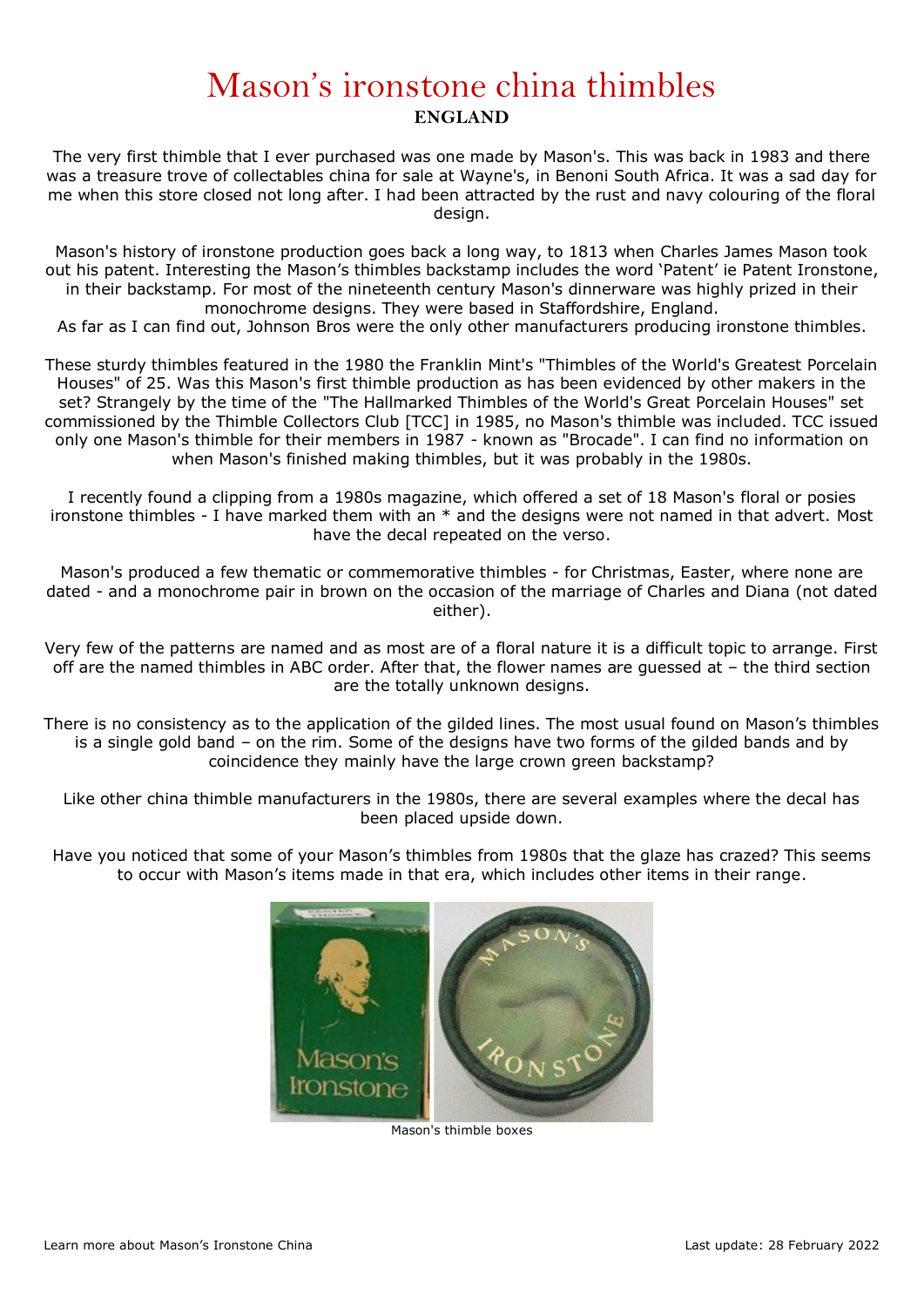# Mason's ironstone china thimbles

**ENGLAND**

The very first thimble that I ever purchased was one made by Mason's. This was back in 1983 and there was a treasure trove of collectables china for sale at Wayne's, in Benoni South Africa. It was a sad day for me when this store closed not long after. I had been attracted by the rust and navy colouring of the floral design.

Mason's history of ironstone production goes back a long way, to 1813 when Charles James Mason took out his patent. Interesting the Mason's thimbles backstamp includes the word 'Patent' ie Patent Ironstone, in their backstamp. For most of the nineteenth century Mason's dinnerware was highly prized in their monochrome designs. They were based in Staffordshire, England.
As far as I can find out, Johnson Bros were the only other manufacturers producing ironstone thimbles.

These sturdy thimbles featured in the 1980 the Franklin Mint's "Thimbles of the World's Greatest Porcelain Houses" of 25. Was this Mason's first thimble production as has been evidenced by other makers in the set? Strangely by the time of the "The Hallmarked Thimbles of the World's Great Porcelain Houses" set commissioned by the Thimble Collectors Club [TCC] in 1985, no Mason's thimble was included. TCC issued only one Mason's thimble for their members in 1987 - known as "Brocade". I can find no information on when Mason's finished making thimbles, but it was probably in the 1980s.

I recently found a clipping from a 1980s magazine, which offered a set of 18 Mason's floral or posies ironstone thimbles - I have marked them with an * and the designs were not named in that advert. Most have the decal repeated on the verso.

Mason's produced a few thematic or commemorative thimbles - for Christmas, Easter, where none are dated - and a monochrome pair in brown on the occasion of the marriage of Charles and Diana (not dated either).

Very few of the patterns are named and as most are of a floral nature it is a difficult topic to arrange. First off are the named thimbles in ABC order. After that, the flower names are guessed at – the third section are the totally unknown designs.

There is no consistency as to the application of the gilded lines. The most usual found on Mason's thimbles is a single gold band – on the rim. Some of the designs have two forms of the gilded bands and by coincidence they mainly have the large crown green backstamp?

Like other china thimble manufacturers in the 1980s, there are several examples where the decal has been placed upside down.

Have you noticed that some of your Mason's thimbles from 1980s that the glaze has crazed? This seems to occur with Mason's items made in that era, which includes other items in their range.

Mason's thimble boxes

Learn more about Mason's Ironstone China

Last update: 28 February 2022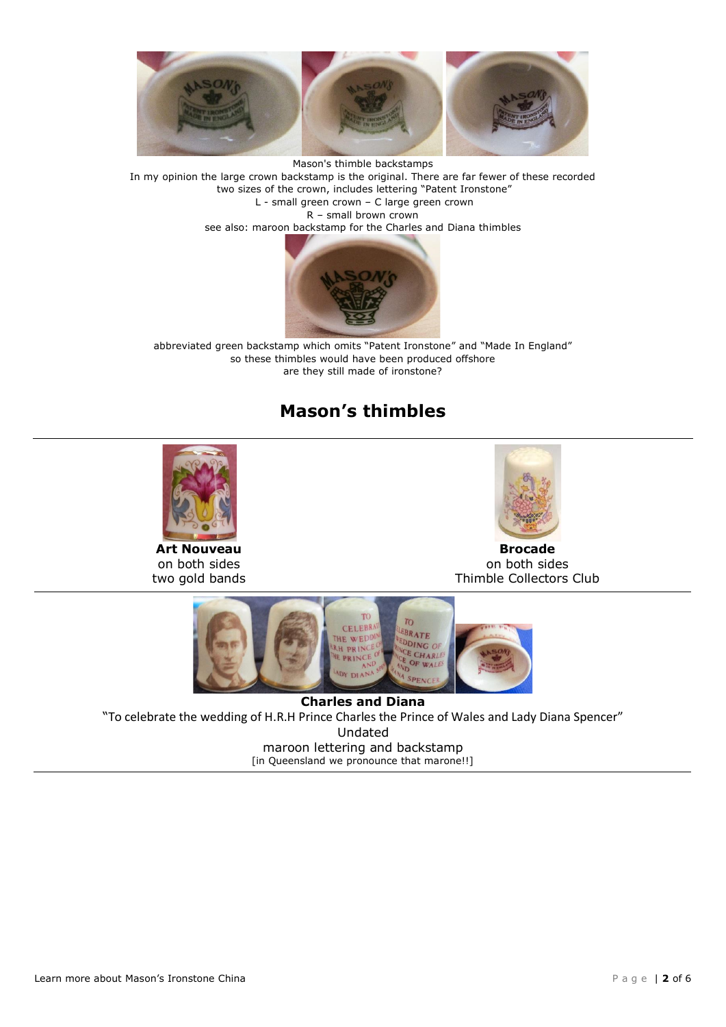Mason's thimble backstamps

In my opinion the large crown backstamp is the original. There are far fewer of these recorded

two sizes of the crown, includes lettering "Patent Ironstone"

L - small green crown – C large green crown

R – small brown crown

see also: maroon backstamp for the Charles and Diana thimbles

abbreviated green backstamp which omits "Patent Ironstone" and "Made In England"

so these thimbles would have been produced offshore

are they still made of ironstone?

## Mason's thimbles

---

**Art Nouveau**
on both sides
two gold bands

**Brocade**
on both sides
Thimble Collectors Club

---

**Charles and Diana**

"To celebrate the wedding of H.R.H Prince Charles the Prince of Wales and Lady Diana Spencer"

Undated

maroon lettering and backstamp

[in Queensland we pronounce that marone!!]

---

Learn more about Mason's Ironstone China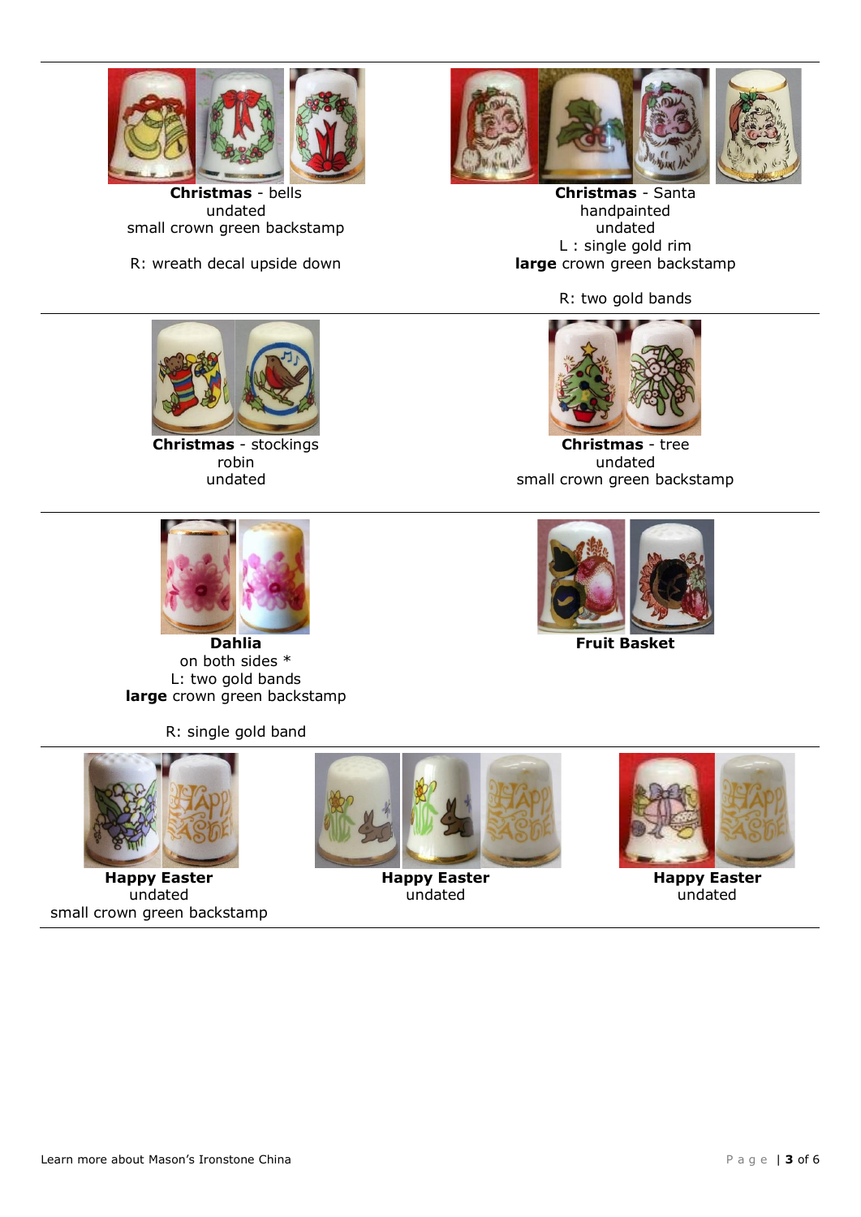**Christmas** - bells
undated
small crown green backstamp

R: wreath decal upside down

**Christmas** - Santa
handpainted
undated
L : single gold rim
**large** crown green backstamp

R: two gold bands

---

**Christmas** - stockings
robin
undated

**Christmas** - tree
undated
small crown green backstamp

---

**Dahlia**
on both sides *
L: two gold bands
**large** crown green backstamp

R: single gold band

**Fruit Basket**

---

**Happy Easter**
undated
small crown green backstamp

**Happy Easter**
undated

**Happy Easter**
undated

---

Learn more about Mason's Ironstone China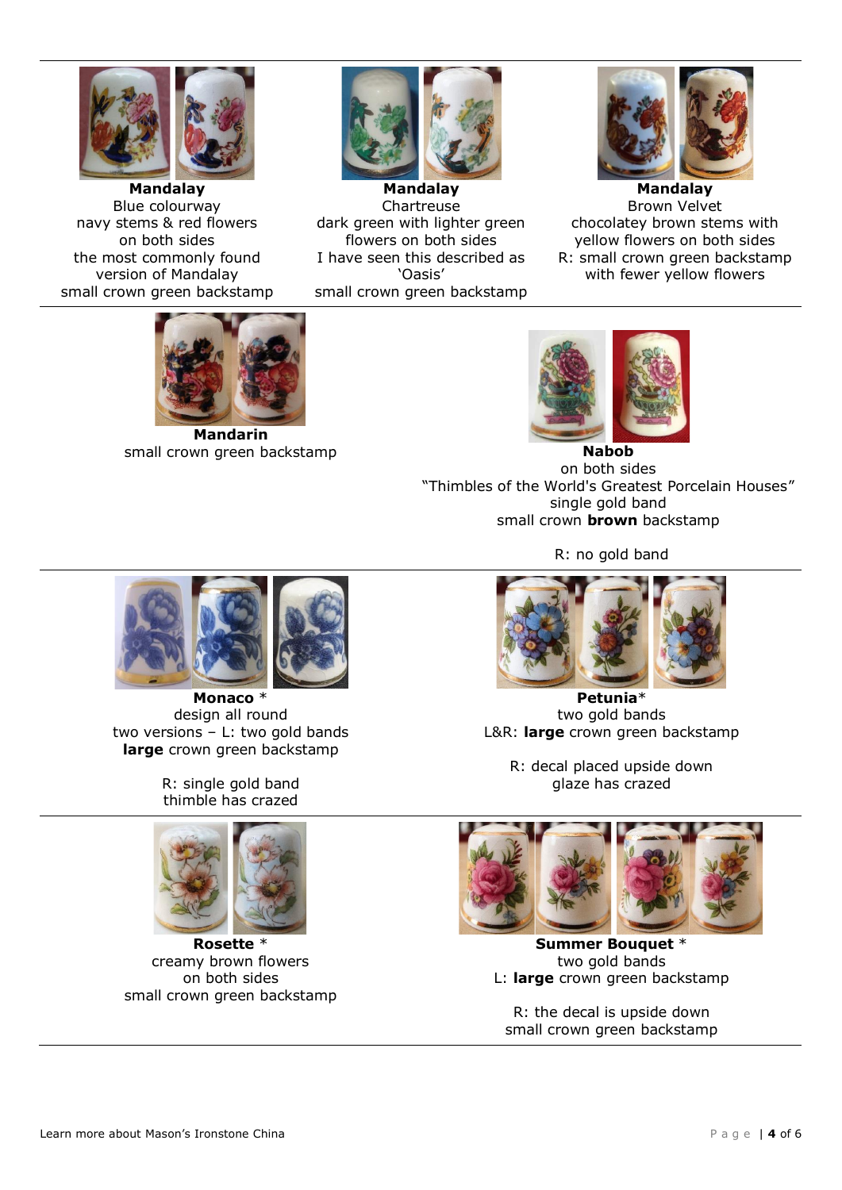**Mandalay**
Blue colourway
navy stems & red flowers
on both sides
the most commonly found
version of Mandalay
small crown green backstamp

**Mandalay**
Chartreuse
dark green with lighter green
flowers on both sides
I have seen this described as
'Oasis'
small crown green backstamp

**Mandalay**
Brown Velvet
chocolatey brown stems with
yellow flowers on both sides
R: small crown green backstamp
with fewer yellow flowers

---

**Mandarin**
small crown green backstamp

**Nabob**
on both sides
"Thimbles of the World's Greatest Porcelain Houses"
single gold band
small crown **brown** backstamp

R: no gold band

---

**Monaco** *
design all round
two versions – L: two gold bands
**large** crown green backstamp

R: single gold band
thimble has crazed

**Petunia***
two gold bands
L&R: **large** crown green backstamp

R: decal placed upside down
glaze has crazed

---

**Rosette** *
creamy brown flowers
on both sides
small crown green backstamp

**Summer Bouquet** *
two gold bands
L: **large** crown green backstamp

R: the decal is upside down
small crown green backstamp

---

Learn more about Mason's Ironstone China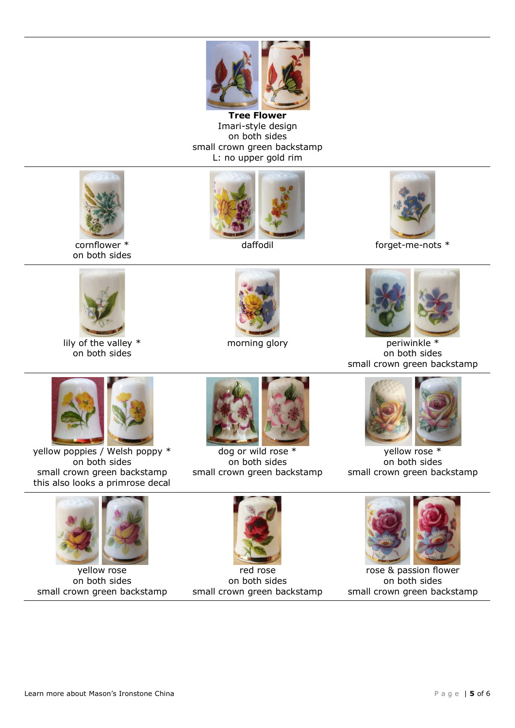**Tree Flower**
Imari-style design
on both sides
small crown green backstamp
L: no upper gold rim

---

| | | |
|---|---|---|
| cornflower * on both sides | daffodil | forget-me-nots * |
| lily of the valley * on both sides | morning glory | periwinkle * on both sides small crown green backstamp |
| yellow poppies / Welsh poppy * on both sides small crown green backstamp this also looks a primrose decal | dog or wild rose * on both sides small crown green backstamp | yellow rose * on both sides small crown green backstamp |
| yellow rose on both sides small crown green backstamp | red rose on both sides small crown green backstamp | rose & passion flower on both sides small crown green backstamp |

Learn more about Mason's Ironstone China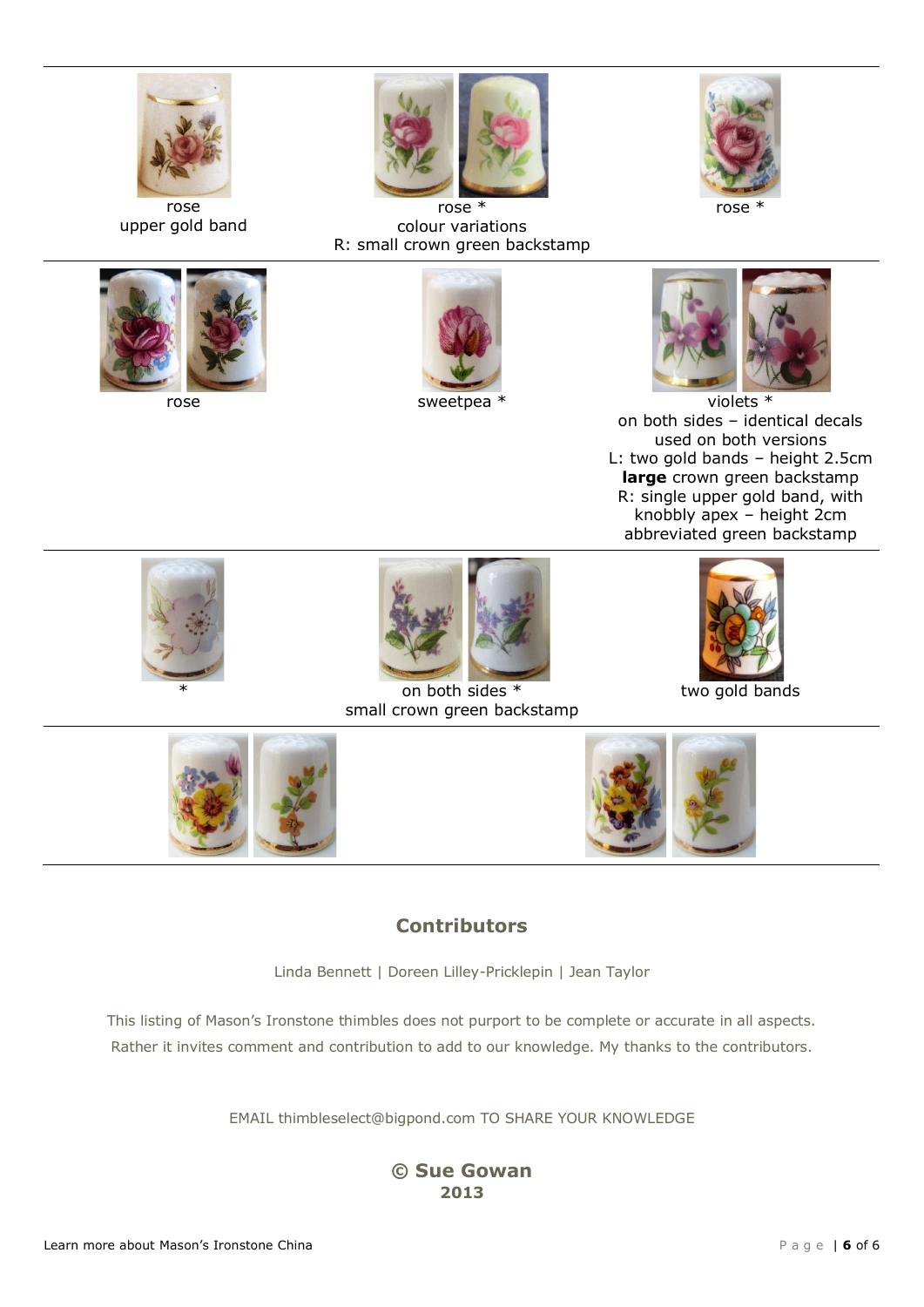| | | |
|---|---|---|
| rose<br>upper gold band | rose *<br>colour variations<br>R: small crown green backstamp | rose * |
| rose | sweetpea * | violets *<br>on both sides – identical decals used on both versions<br>L: two gold bands – height 2.5cm **large** crown green backstamp<br>R: single upper gold band, with knobbly apex – height 2cm abbreviated green backstamp |
| * | on both sides *<br>small crown green backstamp | two gold bands |

## Contributors

Linda Bennett | Doreen Lilley-Pricklepin | Jean Taylor

This listing of Mason's Ironstone thimbles does not purport to be complete or accurate in all aspects. Rather it invites comment and contribution to add to our knowledge. My thanks to the contributors.

EMAIL thimbleselect@bigpond.com TO SHARE YOUR KNOWLEDGE

**© Sue Gowan**
**2013**

Learn more about Mason's Ironstone China